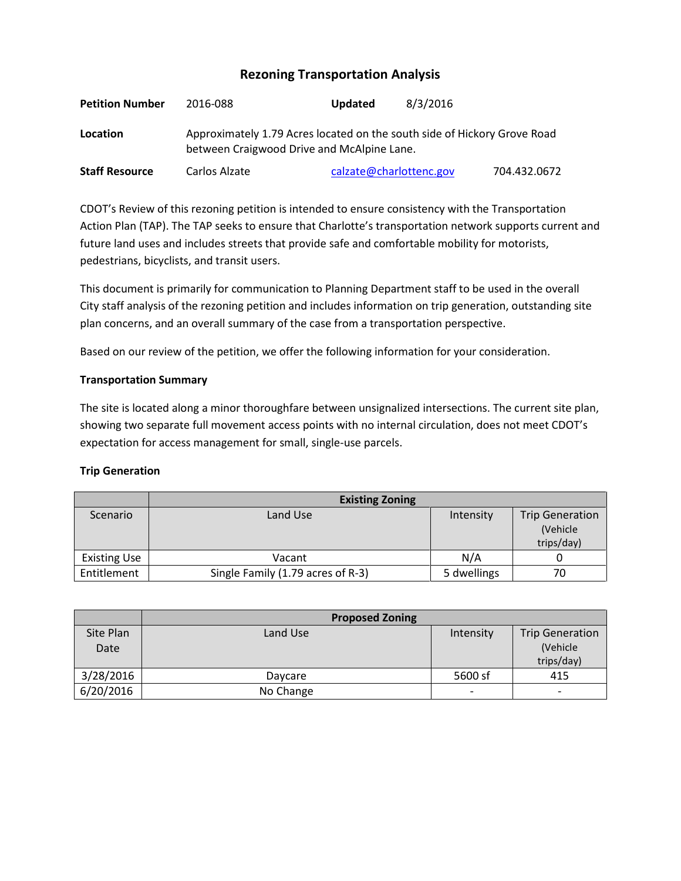# Rezoning Transportation Analysis

| | | | |
|---|---|---|---|
| **Petition Number** | 2016-088 | **Updated** | 8/3/2016 |
| **Location** | Approximately 1.79 Acres located on the south side of Hickory Grove Road between Craigwood Drive and McAlpine Lane. | | |
| **Staff Resource** | Carlos Alzate | calzate@charlottenc.gov | 704.432.0672 |

CDOT's Review of this rezoning petition is intended to ensure consistency with the Transportation Action Plan (TAP). The TAP seeks to ensure that Charlotte's transportation network supports current and future land uses and includes streets that provide safe and comfortable mobility for motorists, pedestrians, bicyclists, and transit users.

This document is primarily for communication to Planning Department staff to be used in the overall City staff analysis of the rezoning petition and includes information on trip generation, outstanding site plan concerns, and an overall summary of the case from a transportation perspective.

Based on our review of the petition, we offer the following information for your consideration.

**Transportation Summary**

The site is located along a minor thoroughfare between unsignalized intersections. The current site plan, showing two separate full movement access points with no internal circulation, does not meet CDOT's expectation for access management for small, single-use parcels.

**Trip Generation**

| | **Existing Zoning** | | |
|---|---|---|---|
| Scenario | Land Use | Intensity | Trip Generation (Vehicle trips/day) |
| Existing Use | Vacant | N/A | 0 |
| Entitlement | Single Family (1.79 acres of R-3) | 5 dwellings | 70 |

| | **Proposed Zoning** | | |
|---|---|---|---|
| Site Plan Date | Land Use | Intensity | Trip Generation (Vehicle trips/day) |
| 3/28/2016 | Daycare | 5600 sf | 415 |
| 6/20/2016 | No Change | - | - |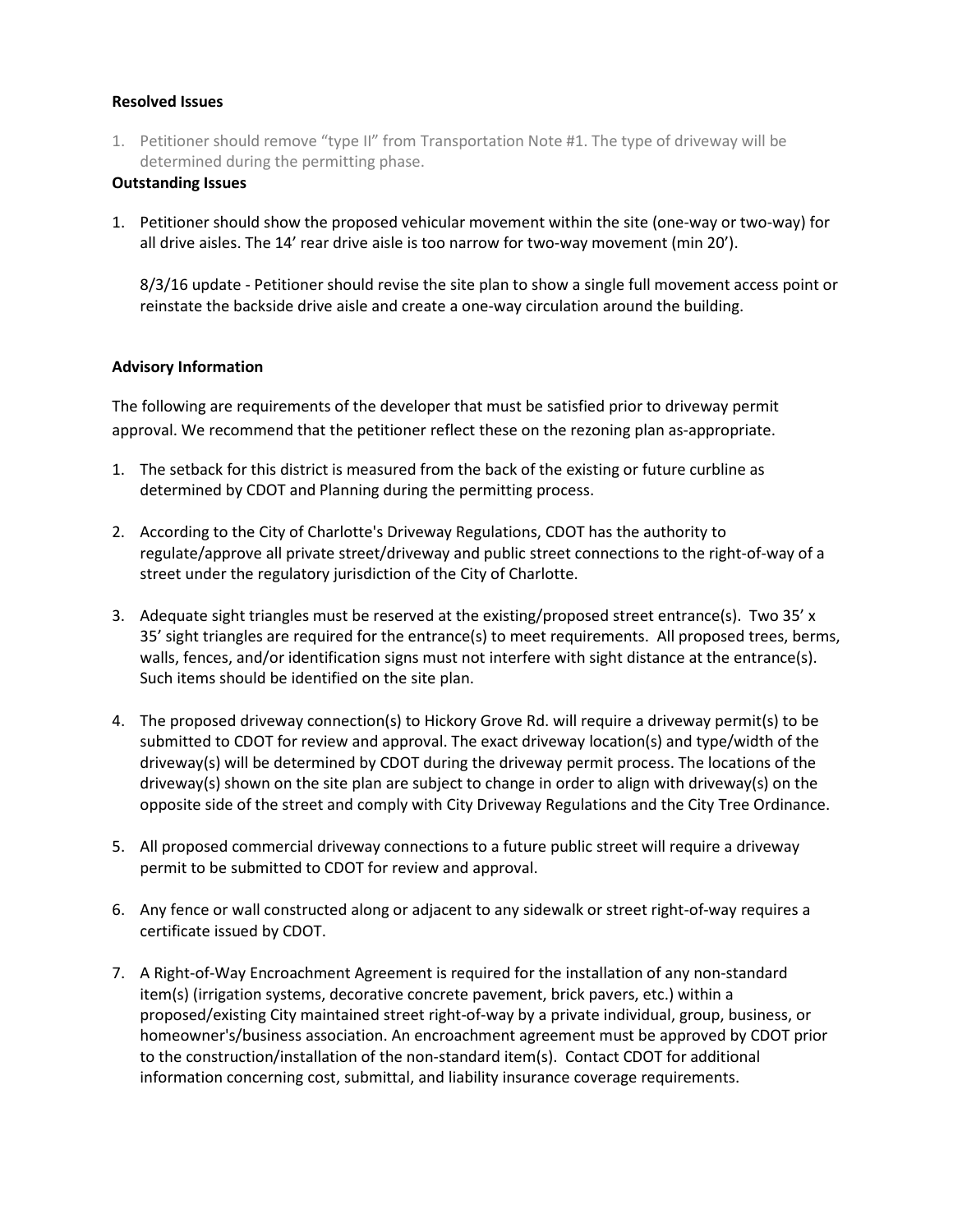**Resolved Issues**

1. Petitioner should remove "type II" from Transportation Note #1. The type of driveway will be determined during the permitting phase.

**Outstanding Issues**

1. Petitioner should show the proposed vehicular movement within the site (one-way or two-way) for all drive aisles. The 14' rear drive aisle is too narrow for two-way movement (min 20').

   8/3/16 update - Petitioner should revise the site plan to show a single full movement access point or reinstate the backside drive aisle and create a one-way circulation around the building.

**Advisory Information**

The following are requirements of the developer that must be satisfied prior to driveway permit approval. We recommend that the petitioner reflect these on the rezoning plan as-appropriate.

1. The setback for this district is measured from the back of the existing or future curbline as determined by CDOT and Planning during the permitting process.

2. According to the City of Charlotte's Driveway Regulations, CDOT has the authority to regulate/approve all private street/driveway and public street connections to the right-of-way of a street under the regulatory jurisdiction of the City of Charlotte.

3. Adequate sight triangles must be reserved at the existing/proposed street entrance(s). Two 35' x 35' sight triangles are required for the entrance(s) to meet requirements. All proposed trees, berms, walls, fences, and/or identification signs must not interfere with sight distance at the entrance(s). Such items should be identified on the site plan.

4. The proposed driveway connection(s) to Hickory Grove Rd. will require a driveway permit(s) to be submitted to CDOT for review and approval. The exact driveway location(s) and type/width of the driveway(s) will be determined by CDOT during the driveway permit process. The locations of the driveway(s) shown on the site plan are subject to change in order to align with driveway(s) on the opposite side of the street and comply with City Driveway Regulations and the City Tree Ordinance.

5. All proposed commercial driveway connections to a future public street will require a driveway permit to be submitted to CDOT for review and approval.

6. Any fence or wall constructed along or adjacent to any sidewalk or street right-of-way requires a certificate issued by CDOT.

7. A Right-of-Way Encroachment Agreement is required for the installation of any non-standard item(s) (irrigation systems, decorative concrete pavement, brick pavers, etc.) within a proposed/existing City maintained street right-of-way by a private individual, group, business, or homeowner's/business association. An encroachment agreement must be approved by CDOT prior to the construction/installation of the non-standard item(s). Contact CDOT for additional information concerning cost, submittal, and liability insurance coverage requirements.